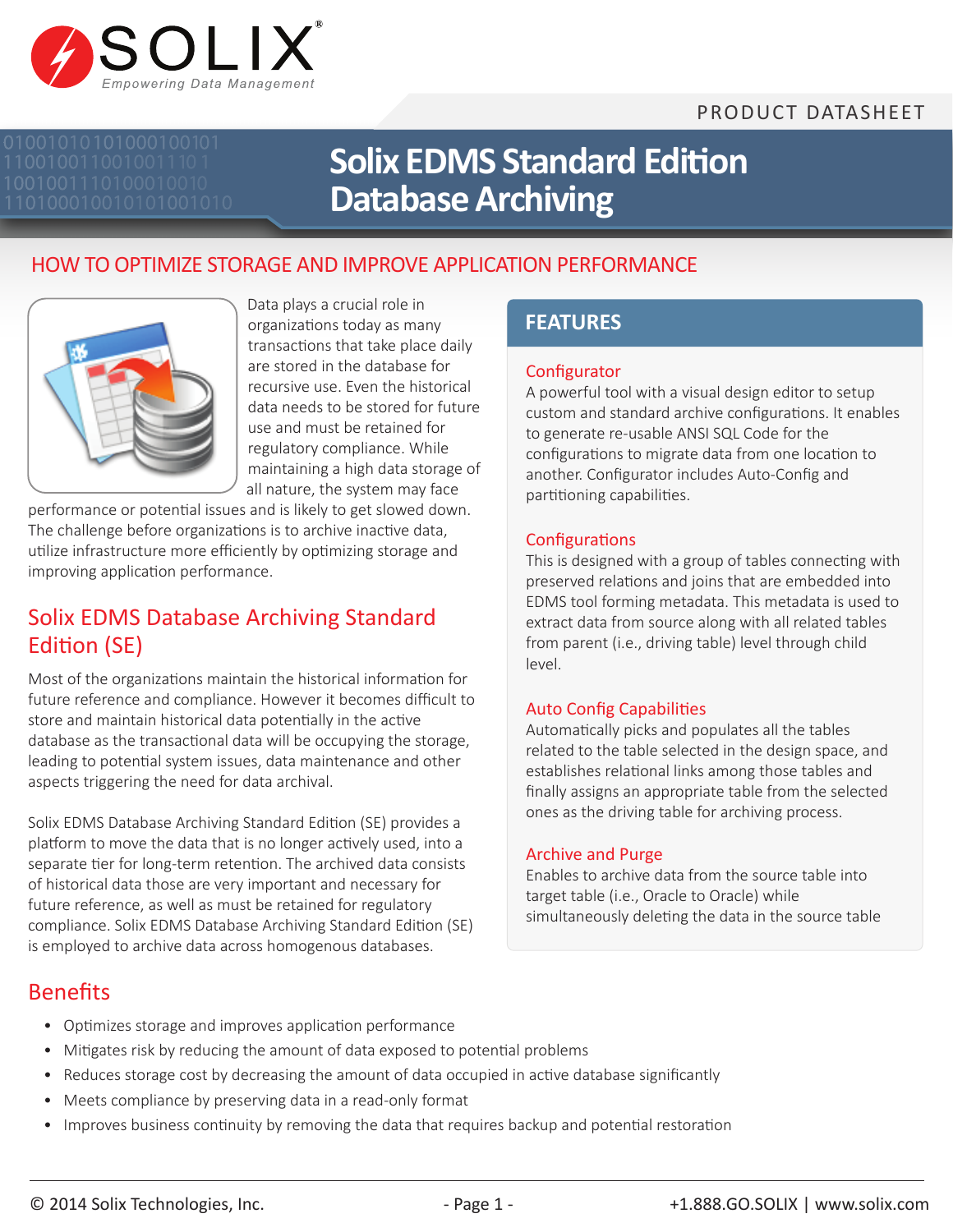SOLIX

*Empowering Data Management*

PRODUCT DATASHEET

# Solix EDMS Standard Edition Database Archiving

## HOW TO OPTIMIZE STORAGE AND IMPROVE APPLICATION PERFORMANCE

Data plays a crucial role in organizations today as many transactions that take place daily are stored in the database for recursive use. Even the historical data needs to be stored for future use and must be retained for regulatory compliance. While maintaining a high data storage of all nature, the system may face performance or potential issues and is likely to get slowed down. The challenge before organizations is to archive inactive data, utilize infrastructure more efficiently by optimizing storage and improving application performance.

## Solix EDMS Database Archiving Standard Edition (SE)

Most of the organizations maintain the historical information for future reference and compliance. However it becomes difficult to store and maintain historical data potentially in the active database as the transactional data will be occupying the storage, leading to potential system issues, data maintenance and other aspects triggering the need for data archival.

Solix EDMS Database Archiving Standard Edition (SE) provides a platform to move the data that is no longer actively used, into a separate tier for long-term retention. The archived data consists of historical data those are very important and necessary for future reference, as well as must be retained for regulatory compliance. Solix EDMS Database Archiving Standard Edition (SE) is employed to archive data across homogenous databases.

## FEATURES

### Configurator

A powerful tool with a visual design editor to setup custom and standard archive configurations. It enables to generate re-usable ANSI SQL Code for the configurations to migrate data from one location to another. Configurator includes Auto-Config and partitioning capabilities.

### Configurations

This is designed with a group of tables connecting with preserved relations and joins that are embedded into EDMS tool forming metadata. This metadata is used to extract data from source along with all related tables from parent (i.e., driving table) level through child level.

### Auto Config Capabilities

Automatically picks and populates all the tables related to the table selected in the design space, and establishes relational links among those tables and finally assigns an appropriate table from the selected ones as the driving table for archiving process.

### Archive and Purge

Enables to archive data from the source table into target table (i.e., Oracle to Oracle) while simultaneously deleting the data in the source table

## Benefits

- Optimizes storage and improves application performance
- Mitigates risk by reducing the amount of data exposed to potential problems
- Reduces storage cost by decreasing the amount of data occupied in active database significantly
- Meets compliance by preserving data in a read-only format
- Improves business continuity by removing the data that requires backup and potential restoration

© 2014 Solix Technologies, Inc. +1.888.GO.SOLIX | www.solix.com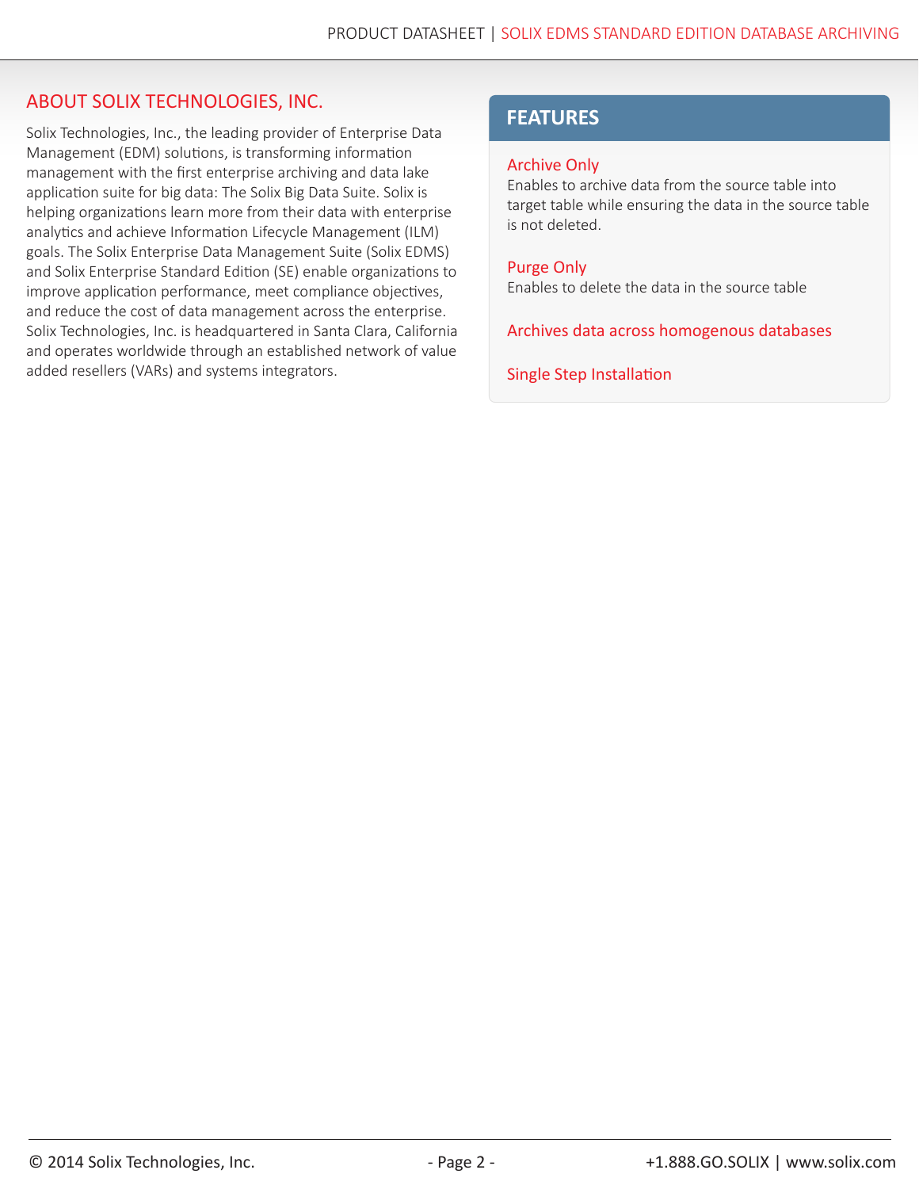## ABOUT SOLIX TECHNOLOGIES, INC.

Solix Technologies, Inc., the leading provider of Enterprise Data Management (EDM) solutions, is transforming information management with the first enterprise archiving and data lake application suite for big data: The Solix Big Data Suite. Solix is helping organizations learn more from their data with enterprise analytics and achieve Information Lifecycle Management (ILM) goals. The Solix Enterprise Data Management Suite (Solix EDMS) and Solix Enterprise Standard Edition (SE) enable organizations to improve application performance, meet compliance objectives, and reduce the cost of data management across the enterprise. Solix Technologies, Inc. is headquartered in Santa Clara, California and operates worldwide through an established network of value added resellers (VARs) and systems integrators.

## FEATURES

### Archive Only

Enables to archive data from the source table into target table while ensuring the data in the source table is not deleted.

### Purge Only

Enables to delete the data in the source table

### Archives data across homogenous databases

### Single Step Installation